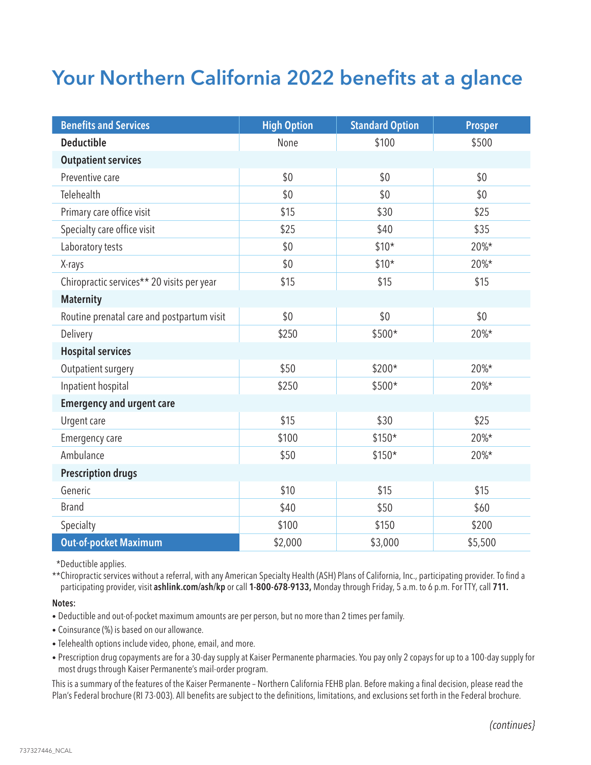# Your Northern California 2022 benefits at a glance

| Benefits and Services | High Option | Standard Option | Prosper |
|---|---|---|---|
| **Deductible** | None | $100 | $500 |
| **Outpatient services** | | | |
| Preventive care | $0 | $0 | $0 |
| Telehealth | $0 | $0 | $0 |
| Primary care office visit | $15 | $30 | $25 |
| Specialty care office visit | $25 | $40 | $35 |
| Laboratory tests | $0 | $10* | 20%* |
| X-rays | $0 | $10* | 20%* |
| Chiropractic services** 20 visits per year | $15 | $15 | $15 |
| **Maternity** | | | |
| Routine prenatal care and postpartum visit | $0 | $0 | $0 |
| Delivery | $250 | $500* | 20%* |
| **Hospital services** | | | |
| Outpatient surgery | $50 | $200* | 20%* |
| Inpatient hospital | $250 | $500* | 20%* |
| **Emergency and urgent care** | | | |
| Urgent care | $15 | $30 | $25 |
| Emergency care | $100 | $150* | 20%* |
| Ambulance | $50 | $150* | 20%* |
| **Prescription drugs** | | | |
| Generic | $10 | $15 | $15 |
| Brand | $40 | $50 | $60 |
| Specialty | $100 | $150 | $200 |
| **Out-of-pocket Maximum** | $2,000 | $3,000 | $5,500 |

*Deductible applies.

**Chiropractic services without a referral, with any American Specialty Health (ASH) Plans of California, Inc., participating provider. To find a participating provider, visit **ashlink.com/ash/kp** or call **1-800-678-9133,** Monday through Friday, 5 a.m. to 6 p.m. For TTY, call **711.**

**Notes:**

- Deductible and out-of-pocket maximum amounts are per person, but no more than 2 times per family.
- Coinsurance (%) is based on our allowance.
- Telehealth options include video, phone, email, and more.
- Prescription drug copayments are for a 30-day supply at Kaiser Permanente pharmacies. You pay only 2 copays for up to a 100-day supply for most drugs through Kaiser Permanente's mail-order program.

This is a summary of the features of the Kaiser Permanente – Northern California FEHB plan. Before making a final decision, please read the Plan's Federal brochure (RI 73-003). All benefits are subject to the definitions, limitations, and exclusions set forth in the Federal brochure.

*(continues)*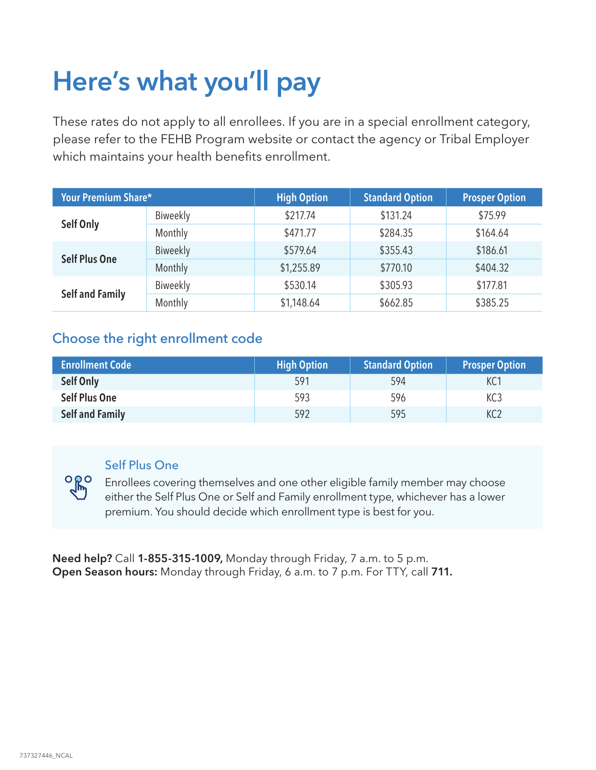# Here's what you'll pay

These rates do not apply to all enrollees. If you are in a special enrollment category, please refer to the FEHB Program website or contact the agency or Tribal Employer which maintains your health benefits enrollment.

| Your Premium Share* | | High Option | Standard Option | Prosper Option |
|---|---|---|---|---|
| **Self Only** | Biweekly | $217.74 | $131.24 | $75.99 |
| | Monthly | $471.77 | $284.35 | $164.64 |
| **Self Plus One** | Biweekly | $579.64 | $355.43 | $186.61 |
| | Monthly | $1,255.89 | $770.10 | $404.32 |
| **Self and Family** | Biweekly | $530.14 | $305.93 | $177.81 |
| | Monthly | $1,148.64 | $662.85 | $385.25 |

## Choose the right enrollment code

| Enrollment Code | High Option | Standard Option | Prosper Option |
|---|---|---|---|
| **Self Only** | 591 | 594 | KC1 |
| **Self Plus One** | 593 | 596 | KC3 |
| **Self and Family** | 592 | 595 | KC2 |

### Self Plus One

Enrollees covering themselves and one other eligible family member may choose either the Self Plus One or Self and Family enrollment type, whichever has a lower premium. You should decide which enrollment type is best for you.

**Need help?** Call **1-855-315-1009,** Monday through Friday, 7 a.m. to 5 p.m.
**Open Season hours:** Monday through Friday, 6 a.m. to 7 p.m. For TTY, call **711.**

737327446_NCAL